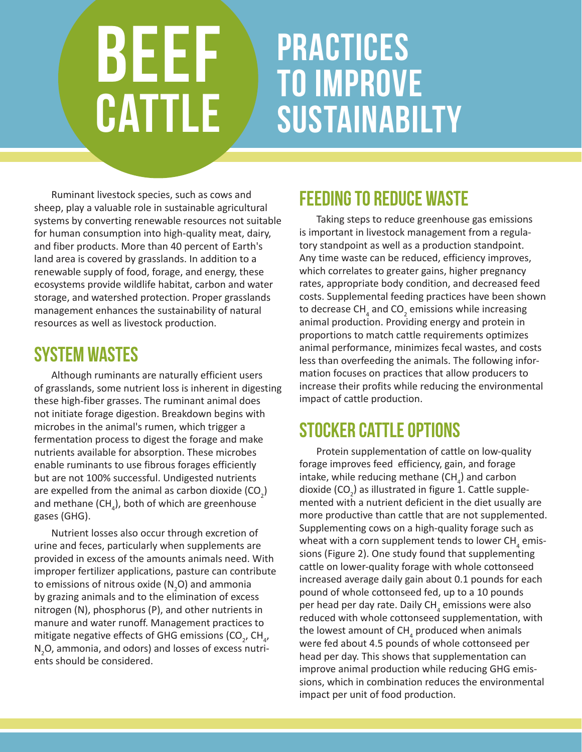# BEEF CATTLE

# PRACTICES TO IMPROVE SUSTAINABILTY

Ruminant livestock species, such as cows and sheep, play a valuable role in sustainable agricultural systems by converting renewable resources not suitable for human consumption into high-quality meat, dairy, and fiber products. More than 40 percent of Earth's land area is covered by grasslands. In addition to a renewable supply of food, forage, and energy, these ecosystems provide wildlife habitat, carbon and water storage, and watershed protection. Proper grasslands management enhances the sustainability of natural resources as well as livestock production.

## SYSTEM WASTES

Although ruminants are naturally efficient users of grasslands, some nutrient loss is inherent in digesting these high-fiber grasses. The ruminant animal does not initiate forage digestion. Breakdown begins with microbes in the animal's rumen, which trigger a fermentation process to digest the forage and make nutrients available for absorption. These microbes enable ruminants to use fibrous forages efficiently but are not 100% successful. Undigested nutrients are expelled from the animal as carbon dioxide ($CO_2$) and methane ($CH_4$), both of which are greenhouse gases (GHG).

Nutrient losses also occur through excretion of urine and feces, particularly when supplements are provided in excess of the amounts animals need. With improper fertilizer applications, pasture can contribute to emissions of nitrous oxide ($N_2O$) and ammonia by grazing animals and to the elimination of excess nitrogen (N), phosphorus (P), and other nutrients in manure and water runoff. Management practices to mitigate negative effects of GHG emissions ($CO_2$, $CH_4$, $N_2O$, ammonia, and odors) and losses of excess nutrients should be considered.

## FEEDING TO REDUCE WASTE

Taking steps to reduce greenhouse gas emissions is important in livestock management from a regulatory standpoint as well as a production standpoint. Any time waste can be reduced, efficiency improves, which correlates to greater gains, higher pregnancy rates, appropriate body condition, and decreased feed costs. Supplemental feeding practices have been shown to decrease $CH_4$ and $CO_2$ emissions while increasing animal production. Providing energy and protein in proportions to match cattle requirements optimizes animal performance, minimizes fecal wastes, and costs less than overfeeding the animals. The following information focuses on practices that allow producers to increase their profits while reducing the environmental impact of cattle production.

## STOCKER CATTLE OPTIONS

Protein supplementation of cattle on low-quality forage improves feed efficiency, gain, and forage intake, while reducing methane ($CH_4$) and carbon dioxide ($CO_2$) as illustrated in figure 1. Cattle supplemented with a nutrient deficient in the diet usually are more productive than cattle that are not supplemented. Supplementing cows on a high-quality forage such as wheat with a corn supplement tends to lower $CH_4$ emissions (Figure 2). One study found that supplementing cattle on lower-quality forage with whole cottonseed increased average daily gain about 0.1 pounds for each pound of whole cottonseed fed, up to a 10 pounds per head per day rate. Daily $CH_4$ emissions were also reduced with whole cottonseed supplementation, with the lowest amount of $CH_4$ produced when animals were fed about 4.5 pounds of whole cottonseed per head per day. This shows that supplementation can improve animal production while reducing GHG emissions, which in combination reduces the environmental impact per unit of food production.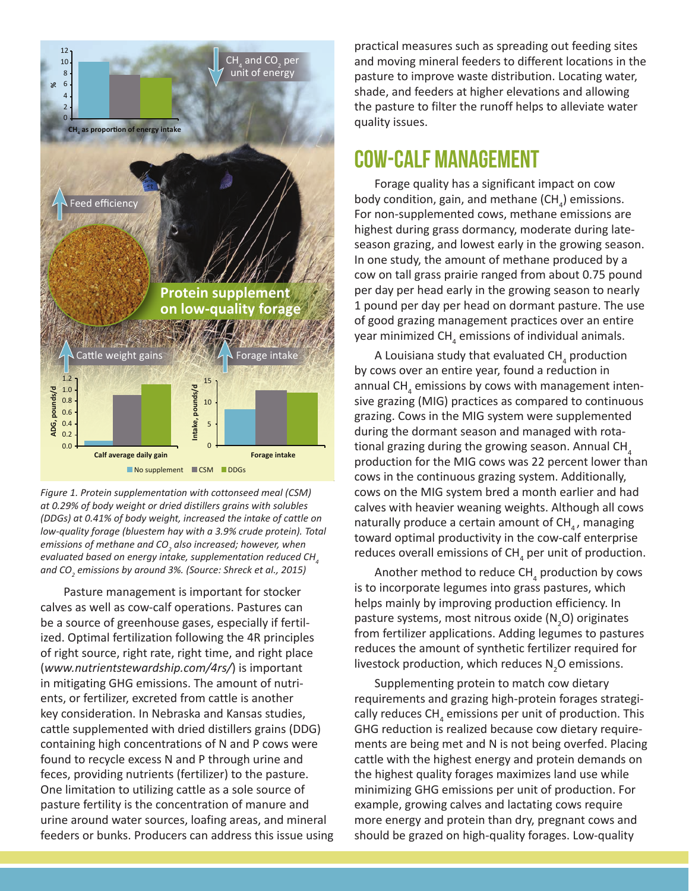Figure 1. Protein supplementation with cottonseed meal (CSM) at 0.29% of body weight or dried distillers grains with solubles (DDGs) at 0.41% of body weight, increased the intake of cattle on low-quality forage (bluestem hay with a 3.9% crude protein). Total emissions of methane and $CO_2$ also increased; however, when evaluated based on energy intake, supplementation reduced $CH_4$ and $CO_2$ emissions by around 3%. (Source: Shreck et al., 2015)

Pasture management is important for stocker calves as well as cow-calf operations. Pastures can be a source of greenhouse gases, especially if fertilized. Optimal fertilization following the 4R principles of right source, right rate, right time, and right place (*www.nutrientstewardship.com/4rs/*) is important in mitigating GHG emissions. The amount of nutrients, or fertilizer, excreted from cattle is another key consideration. In Nebraska and Kansas studies, cattle supplemented with dried distillers grains (DDG) containing high concentrations of N and P cows were found to recycle excess N and P through urine and feces, providing nutrients (fertilizer) to the pasture. One limitation to utilizing cattle as a sole source of pasture fertility is the concentration of manure and urine around water sources, loafing areas, and mineral feeders or bunks. Producers can address this issue using practical measures such as spreading out feeding sites and moving mineral feeders to different locations in the pasture to improve waste distribution. Locating water, shade, and feeders at higher elevations and allowing the pasture to filter the runoff helps to alleviate water quality issues.

## COW-CALF MANAGEMENT

Forage quality has a significant impact on cow body condition, gain, and methane ($CH_4$) emissions. For non-supplemented cows, methane emissions are highest during grass dormancy, moderate during late-season grazing, and lowest early in the growing season. In one study, the amount of methane produced by a cow on tall grass prairie ranged from about 0.75 pound per day per head early in the growing season to nearly 1 pound per day per head on dormant pasture. The use of good grazing management practices over an entire year minimized $CH_4$ emissions of individual animals.

A Louisiana study that evaluated $CH_4$ production by cows over an entire year, found a reduction in annual $CH_4$ emissions by cows with management intensive grazing (MIG) practices as compared to continuous grazing. Cows in the MIG system were supplemented during the dormant season and managed with rotational grazing during the growing season. Annual $CH_4$ production for the MIG cows was 22 percent lower than cows in the continuous grazing system. Additionally, cows on the MIG system bred a month earlier and had calves with heavier weaning weights. Although all cows naturally produce a certain amount of $CH_4$, managing toward optimal productivity in the cow-calf enterprise reduces overall emissions of $CH_4$ per unit of production.

Another method to reduce $CH_4$ production by cows is to incorporate legumes into grass pastures, which helps mainly by improving production efficiency. In pasture systems, most nitrous oxide ($N_2O$) originates from fertilizer applications. Adding legumes to pastures reduces the amount of synthetic fertilizer required for livestock production, which reduces $N_2O$ emissions.

Supplementing protein to match cow dietary requirements and grazing high-protein forages strategically reduces $CH_4$ emissions per unit of production. This GHG reduction is realized because cow dietary requirements are being met and N is not being overfed. Placing cattle with the highest energy and protein demands on the highest quality forages maximizes land use while minimizing GHG emissions per unit of production. For example, growing calves and lactating cows require more energy and protein than dry, pregnant cows and should be grazed on high-quality forages. Low-quality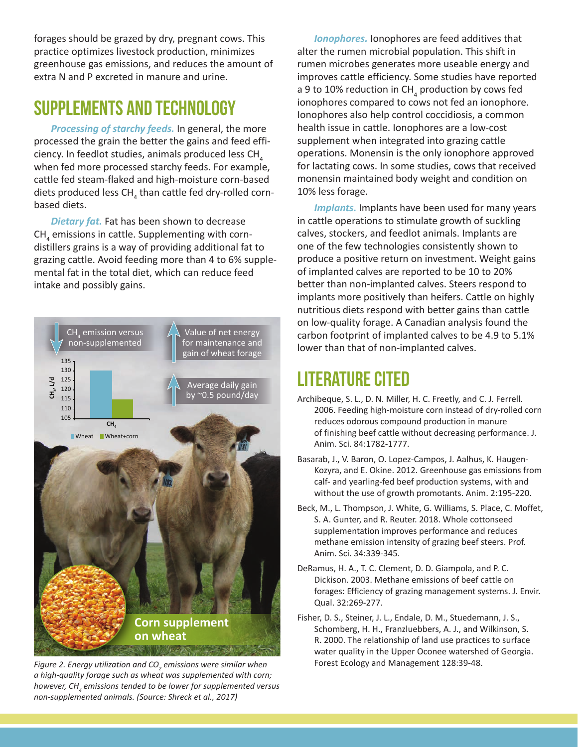forages should be grazed by dry, pregnant cows. This practice optimizes livestock production, minimizes greenhouse gas emissions, and reduces the amount of extra N and P excreted in manure and urine.

## SUPPLEMENTS AND TECHNOLOGY

***Processing of starchy feeds.*** In general, the more processed the grain the better the gains and feed efficiency. In feedlot studies, animals produced less $CH_4$ when fed more processed starchy feeds. For example, cattle fed steam-flaked and high-moisture corn-based diets produced less $CH_4$ than cattle fed dry-rolled corn-based diets.

***Dietary fat.*** Fat has been shown to decrease $CH_4$ emissions in cattle. Supplementing with corn-distillers grains is a way of providing additional fat to grazing cattle. Avoid feeding more than 4 to 6% supplemental fat in the total diet, which can reduce feed intake and possibly gains.

$CH_4$ emission versus non-supplemented

Value of net energy for maintenance and gain of wheat forage

Average daily gain by ~0.5 pound/day

Corn supplement on wheat

*Figure 2. Energy utilization and $CO_2$ emissions were similar when a high-quality forage such as wheat was supplemented with corn; however, $CH_4$ emissions tended to be lower for supplemented versus non-supplemented animals. (Source: Shreck et al., 2017)*

***Ionophores.*** Ionophores are feed additives that alter the rumen microbial population. This shift in rumen microbes generates more useable energy and improves cattle efficiency. Some studies have reported a 9 to 10% reduction in $CH_4$ production by cows fed ionophores compared to cows not fed an ionophore. Ionophores also help control coccidiosis, a common health issue in cattle. Ionophores are a low-cost supplement when integrated into grazing cattle operations. Monensin is the only ionophore approved for lactating cows. In some studies, cows that received monensin maintained body weight and condition on 10% less forage.

***Implants.*** Implants have been used for many years in cattle operations to stimulate growth of suckling calves, stockers, and feedlot animals. Implants are one of the few technologies consistently shown to produce a positive return on investment. Weight gains of implanted calves are reported to be 10 to 20% better than non-implanted calves. Steers respond to implants more positively than heifers. Cattle on highly nutritious diets respond with better gains than cattle on low-quality forage. A Canadian analysis found the carbon footprint of implanted calves to be 4.9 to 5.1% lower than that of non-implanted calves.

## LITERATURE CITED

Archibeque, S. L., D. N. Miller, H. C. Freetly, and C. J. Ferrell. 2006. Feeding high-moisture corn instead of dry-rolled corn reduces odorous compound production in manure of finishing beef cattle without decreasing performance. J. Anim. Sci. 84:1782-1777.

Basarab, J., V. Baron, O. Lopez-Campos, J. Aalhus, K. Haugen-Kozyra, and E. Okine. 2012. Greenhouse gas emissions from calf- and yearling-fed beef production systems, with and without the use of growth promotants. Anim. 2:195-220.

Beck, M., L. Thompson, J. White, G. Williams, S. Place, C. Moffet, S. A. Gunter, and R. Reuter. 2018. Whole cottonseed supplementation improves performance and reduces methane emission intensity of grazing beef steers. Prof. Anim. Sci. 34:339-345.

DeRamus, H. A., T. C. Clement, D. D. Giampola, and P. C. Dickison. 2003. Methane emissions of beef cattle on forages: Efficiency of grazing management systems. J. Envir. Qual. 32:269-277.

Fisher, D. S., Steiner, J. L., Endale, D. M., Stuedemann, J. S., Schomberg, H. H., Franzluebbers, A. J., and Wilkinson, S. R. 2000. The relationship of land use practices to surface water quality in the Upper Oconee watershed of Georgia. Forest Ecology and Management 128:39-48.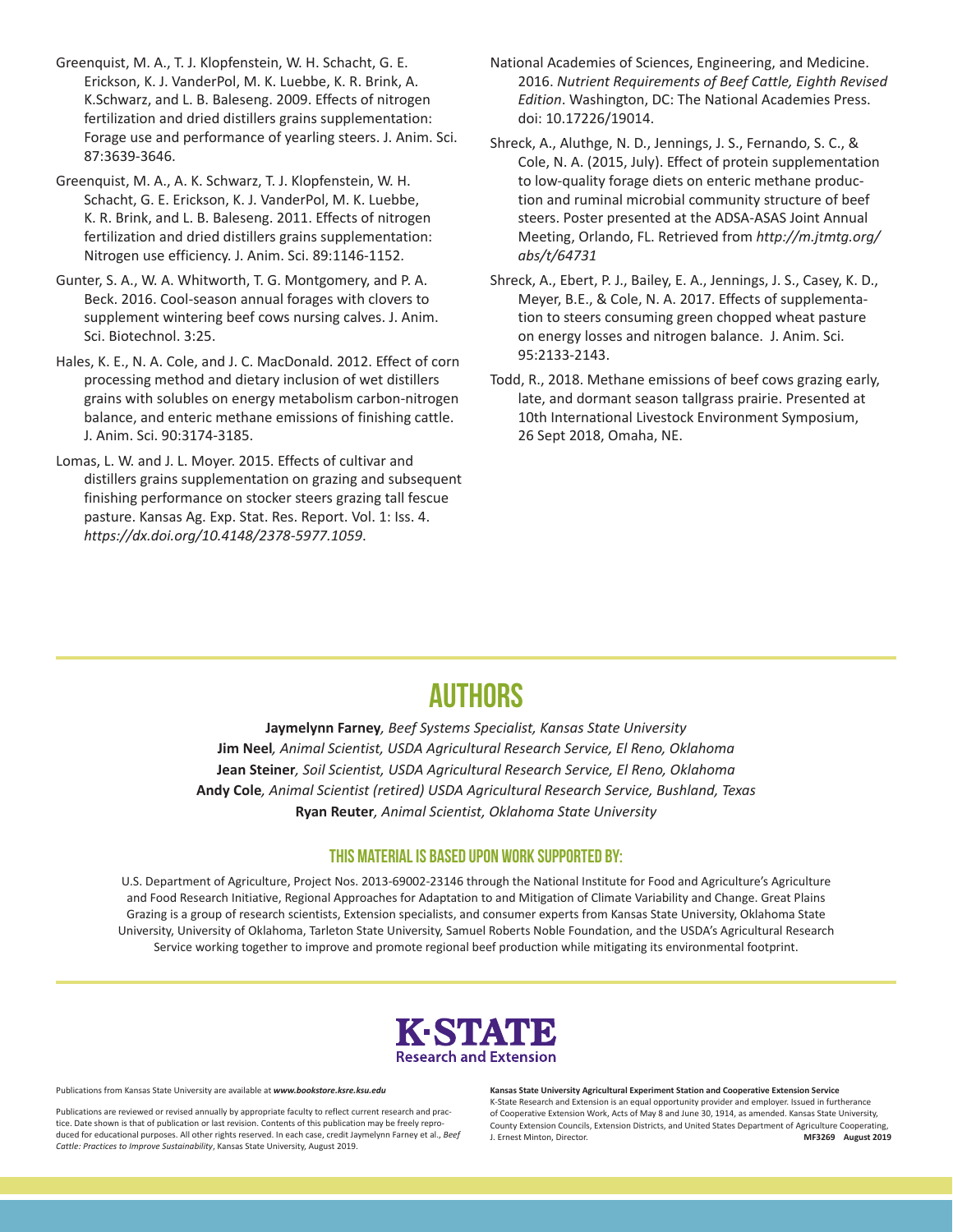Greenquist, M. A., T. J. Klopfenstein, W. H. Schacht, G. E. Erickson, K. J. VanderPol, M. K. Luebbe, K. R. Brink, A. K.Schwarz, and L. B. Baleseng. 2009. Effects of nitrogen fertilization and dried distillers grains supplementation: Forage use and performance of yearling steers. J. Anim. Sci. 87:3639-3646.

Greenquist, M. A., A. K. Schwarz, T. J. Klopfenstein, W. H. Schacht, G. E. Erickson, K. J. VanderPol, M. K. Luebbe, K. R. Brink, and L. B. Baleseng. 2011. Effects of nitrogen fertilization and dried distillers grains supplementation: Nitrogen use efficiency. J. Anim. Sci. 89:1146-1152.

Gunter, S. A., W. A. Whitworth, T. G. Montgomery, and P. A. Beck. 2016. Cool-season annual forages with clovers to supplement wintering beef cows nursing calves. J. Anim. Sci. Biotechnol. 3:25.

Hales, K. E., N. A. Cole, and J. C. MacDonald. 2012. Effect of corn processing method and dietary inclusion of wet distillers grains with solubles on energy metabolism carbon-nitrogen balance, and enteric methane emissions of finishing cattle. J. Anim. Sci. 90:3174-3185.

Lomas, L. W. and J. L. Moyer. 2015. Effects of cultivar and distillers grains supplementation on grazing and subsequent finishing performance on stocker steers grazing tall fescue pasture. Kansas Ag. Exp. Stat. Res. Report. Vol. 1: Iss. 4. *https://dx.doi.org/10.4148/2378-5977.1059*.

National Academies of Sciences, Engineering, and Medicine. 2016. *Nutrient Requirements of Beef Cattle, Eighth Revised Edition*. Washington, DC: The National Academies Press. doi: 10.17226/19014.

Shreck, A., Aluthge, N. D., Jennings, J. S., Fernando, S. C., & Cole, N. A. (2015, July). Effect of protein supplementation to low-quality forage diets on enteric methane production and ruminal microbial community structure of beef steers. Poster presented at the ADSA-ASAS Joint Annual Meeting, Orlando, FL. Retrieved from *http://m.jtmtg.org/abs/t/64731*

Shreck, A., Ebert, P. J., Bailey, E. A., Jennings, J. S., Casey, K. D., Meyer, B.E., & Cole, N. A. 2017. Effects of supplementation to steers consuming green chopped wheat pasture on energy losses and nitrogen balance. J. Anim. Sci. 95:2133-2143.

Todd, R., 2018. Methane emissions of beef cows grazing early, late, and dormant season tallgrass prairie. Presented at 10th International Livestock Environment Symposium, 26 Sept 2018, Omaha, NE.

## AUTHORS

**Jaymelynn Farney***, Beef Systems Specialist, Kansas State University*
**Jim Neel***, Animal Scientist, USDA Agricultural Research Service, El Reno, Oklahoma*
**Jean Steiner***, Soil Scientist, USDA Agricultural Research Service, El Reno, Oklahoma*
**Andy Cole***, Animal Scientist (retired) USDA Agricultural Research Service, Bushland, Texas*
**Ryan Reuter***, Animal Scientist, Oklahoma State University*

### THIS MATERIAL IS BASED UPON WORK SUPPORTED BY:

U.S. Department of Agriculture, Project Nos. 2013-69002-23146 through the National Institute for Food and Agriculture's Agriculture and Food Research Initiative, Regional Approaches for Adaptation to and Mitigation of Climate Variability and Change. Great Plains Grazing is a group of research scientists, Extension specialists, and consumer experts from Kansas State University, Oklahoma State University, University of Oklahoma, Tarleton State University, Samuel Roberts Noble Foundation, and the USDA's Agricultural Research Service working together to improve and promote regional beef production while mitigating its environmental footprint.

K·STATE Research and Extension

Publications from Kansas State University are available at ***www.bookstore.ksre.ksu.edu***

Publications are reviewed or revised annually by appropriate faculty to reflect current research and practice. Date shown is that of publication or last revision. Contents of this publication may be freely reproduced for educational purposes. All other rights reserved. In each case, credit Jaymelynn Farney et al., *Beef Cattle: Practices to Improve Sustainability*, Kansas State University, August 2019.

**Kansas State University Agricultural Experiment Station and Cooperative Extension Service**
K-State Research and Extension is an equal opportunity provider and employer. Issued in furtherance of Cooperative Extension Work, Acts of May 8 and June 30, 1914, as amended. Kansas State University, County Extension Councils, Extension Districts, and United States Department of Agriculture Cooperating, J. Ernest Minton, Director. **MF3269 August 2019**